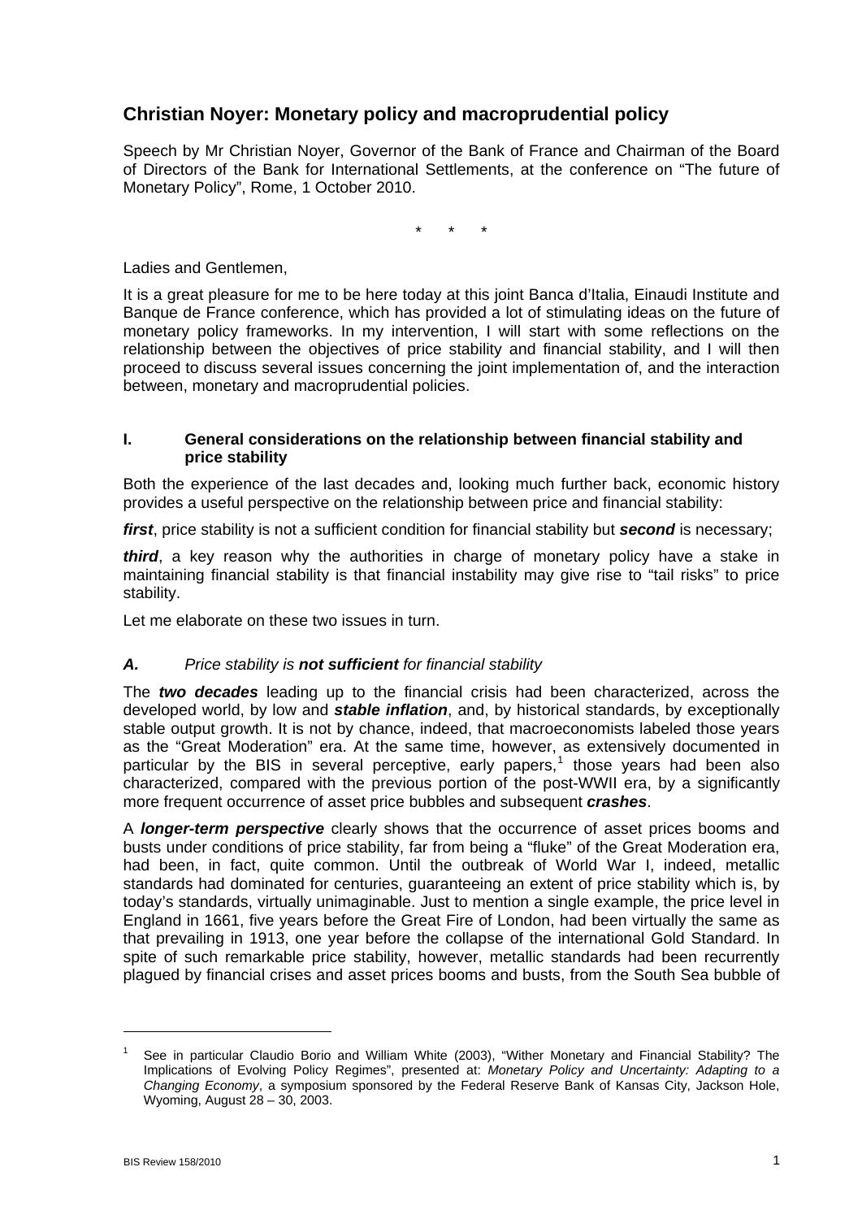# Christian Noyer: Monetary policy and macroprudential policy

Speech by Mr Christian Noyer, Governor of the Bank of France and Chairman of the Board of Directors of the Bank for International Settlements, at the conference on "The future of Monetary Policy", Rome, 1 October 2010.

\* \* \*

Ladies and Gentlemen,

It is a great pleasure for me to be here today at this joint Banca d'Italia, Einaudi Institute and Banque de France conference, which has provided a lot of stimulating ideas on the future of monetary policy frameworks. In my intervention, I will start with some reflections on the relationship between the objectives of price stability and financial stability, and I will then proceed to discuss several issues concerning the joint implementation of, and the interaction between, monetary and macroprudential policies.

## I. General considerations on the relationship between financial stability and price stability

Both the experience of the last decades and, looking much further back, economic history provides a useful perspective on the relationship between price and financial stability:

***first***, price stability is not a sufficient condition for financial stability but ***second*** is necessary;

***third***, a key reason why the authorities in charge of monetary policy have a stake in maintaining financial stability is that financial instability may give rise to "tail risks" to price stability.

Let me elaborate on these two issues in turn.

### *A. Price stability is **not sufficient** for financial stability*

The ***two decades*** leading up to the financial crisis had been characterized, across the developed world, by low and ***stable inflation***, and, by historical standards, by exceptionally stable output growth. It is not by chance, indeed, that macroeconomists labeled those years as the "Great Moderation" era. At the same time, however, as extensively documented in particular by the BIS in several perceptive, early papers,[1] those years had been also characterized, compared with the previous portion of the post-WWII era, by a significantly more frequent occurrence of asset price bubbles and subsequent ***crashes***.

A ***longer-term perspective*** clearly shows that the occurrence of asset prices booms and busts under conditions of price stability, far from being a "fluke" of the Great Moderation era, had been, in fact, quite common. Until the outbreak of World War I, indeed, metallic standards had dominated for centuries, guaranteeing an extent of price stability which is, by today's standards, virtually unimaginable. Just to mention a single example, the price level in England in 1661, five years before the Great Fire of London, had been virtually the same as that prevailing in 1913, one year before the collapse of the international Gold Standard. In spite of such remarkable price stability, however, metallic standards had been recurrently plagued by financial crises and asset prices booms and busts, from the South Sea bubble of

---

[1] See in particular Claudio Borio and William White (2003), "Wither Monetary and Financial Stability? The Implications of Evolving Policy Regimes", presented at: *Monetary Policy and Uncertainty: Adapting to a Changing Economy*, a symposium sponsored by the Federal Reserve Bank of Kansas City, Jackson Hole, Wyoming, August 28 – 30, 2003.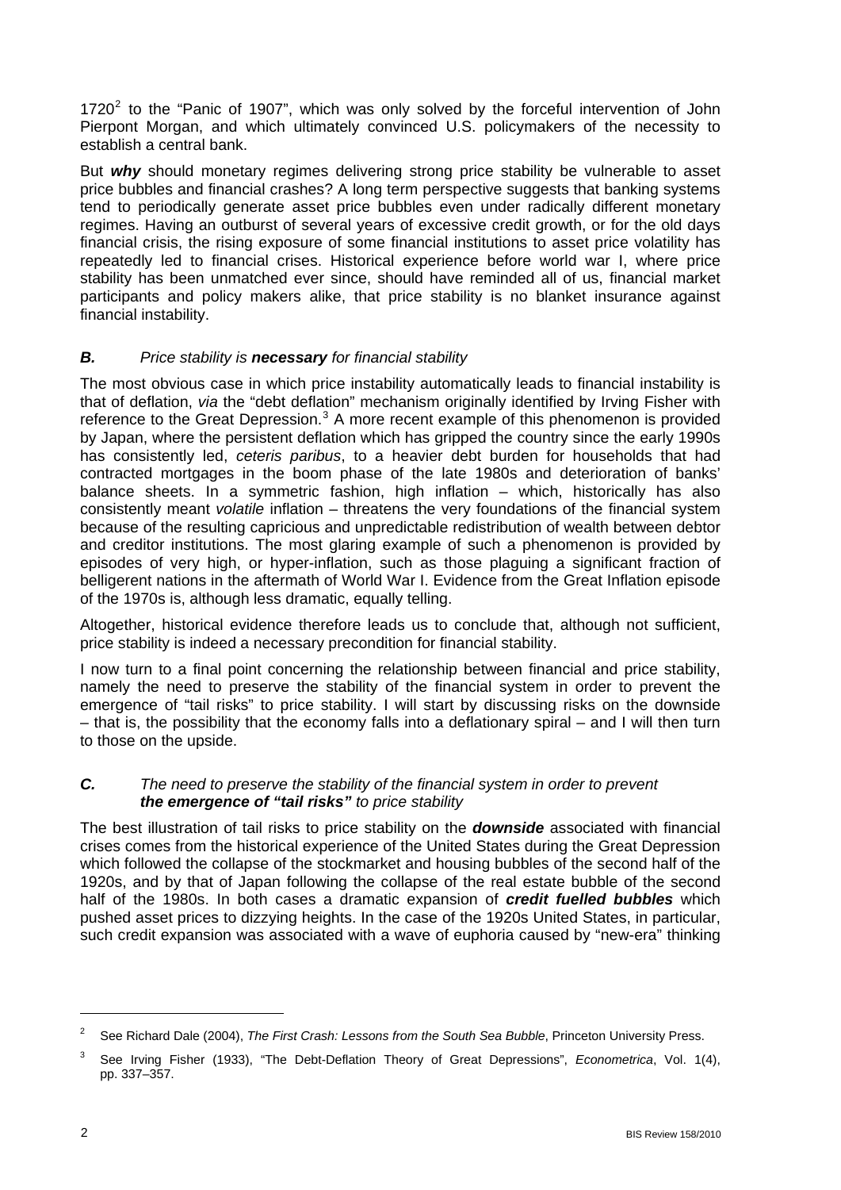1720[2] to the "Panic of 1907", which was only solved by the forceful intervention of John Pierpont Morgan, and which ultimately convinced U.S. policymakers of the necessity to establish a central bank.

But ***why*** should monetary regimes delivering strong price stability be vulnerable to asset price bubbles and financial crashes? A long term perspective suggests that banking systems tend to periodically generate asset price bubbles even under radically different monetary regimes. Having an outburst of several years of excessive credit growth, or for the old days financial crisis, the rising exposure of some financial institutions to asset price volatility has repeatedly led to financial crises. Historical experience before world war I, where price stability has been unmatched ever since, should have reminded all of us, financial market participants and policy makers alike, that price stability is no blanket insurance against financial instability.

### ***B.*** *Price stability is* ***necessary*** *for financial stability*

The most obvious case in which price instability automatically leads to financial instability is that of deflation, *via* the "debt deflation" mechanism originally identified by Irving Fisher with reference to the Great Depression.[3] A more recent example of this phenomenon is provided by Japan, where the persistent deflation which has gripped the country since the early 1990s has consistently led, *ceteris paribus*, to a heavier debt burden for households that had contracted mortgages in the boom phase of the late 1980s and deterioration of banks' balance sheets. In a symmetric fashion, high inflation – which, historically has also consistently meant *volatile* inflation – threatens the very foundations of the financial system because of the resulting capricious and unpredictable redistribution of wealth between debtor and creditor institutions. The most glaring example of such a phenomenon is provided by episodes of very high, or hyper-inflation, such as those plaguing a significant fraction of belligerent nations in the aftermath of World War I. Evidence from the Great Inflation episode of the 1970s is, although less dramatic, equally telling.

Altogether, historical evidence therefore leads us to conclude that, although not sufficient, price stability is indeed a necessary precondition for financial stability.

I now turn to a final point concerning the relationship between financial and price stability, namely the need to preserve the stability of the financial system in order to prevent the emergence of "tail risks" to price stability. I will start by discussing risks on the downside – that is, the possibility that the economy falls into a deflationary spiral – and I will then turn to those on the upside.

### ***C.*** *The need to preserve the stability of the financial system in order to prevent* ***the emergence of "tail risks"*** *to price stability*

The best illustration of tail risks to price stability on the ***downside*** associated with financial crises comes from the historical experience of the United States during the Great Depression which followed the collapse of the stockmarket and housing bubbles of the second half of the 1920s, and by that of Japan following the collapse of the real estate bubble of the second half of the 1980s. In both cases a dramatic expansion of ***credit fuelled bubbles*** which pushed asset prices to dizzying heights. In the case of the 1920s United States, in particular, such credit expansion was associated with a wave of euphoria caused by "new-era" thinking

---

[2] See Richard Dale (2004), *The First Crash: Lessons from the South Sea Bubble*, Princeton University Press.

[3] See Irving Fisher (1933), "The Debt-Deflation Theory of Great Depressions", *Econometrica*, Vol. 1(4), pp. 337–357.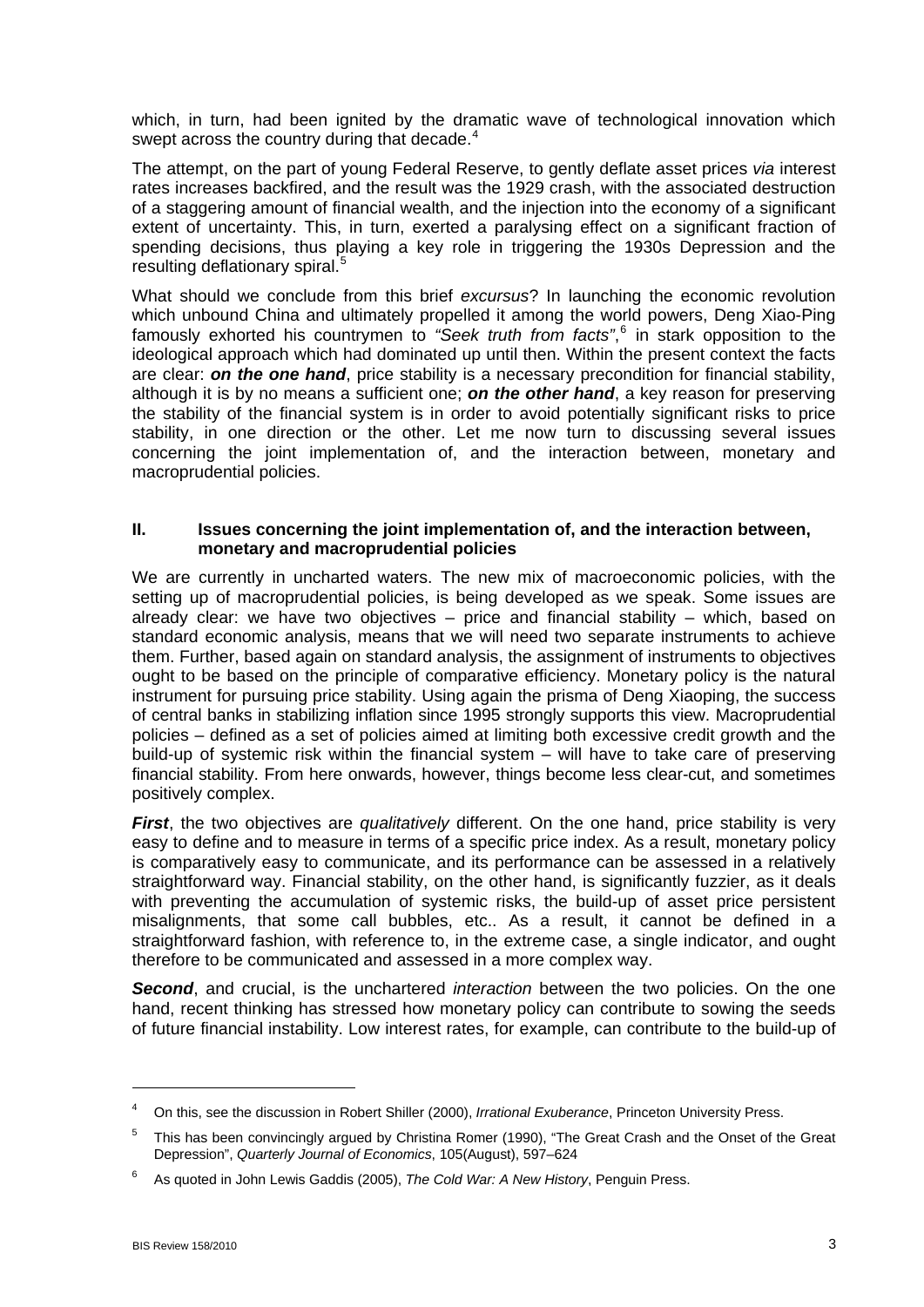which, in turn, had been ignited by the dramatic wave of technological innovation which swept across the country during that decade.[4]

The attempt, on the part of young Federal Reserve, to gently deflate asset prices *via* interest rates increases backfired, and the result was the 1929 crash, with the associated destruction of a staggering amount of financial wealth, and the injection into the economy of a significant extent of uncertainty. This, in turn, exerted a paralysing effect on a significant fraction of spending decisions, thus playing a key role in triggering the 1930s Depression and the resulting deflationary spiral.[5]

What should we conclude from this brief *excursus*? In launching the economic revolution which unbound China and ultimately propelled it among the world powers, Deng Xiao-Ping famously exhorted his countrymen to *"Seek truth from facts"*,[6] in stark opposition to the ideological approach which had dominated up until then. Within the present context the facts are clear: ***on the one hand***, price stability is a necessary precondition for financial stability, although it is by no means a sufficient one; ***on the other hand***, a key reason for preserving the stability of the financial system is in order to avoid potentially significant risks to price stability, in one direction or the other. Let me now turn to discussing several issues concerning the joint implementation of, and the interaction between, monetary and macroprudential policies.

## II. Issues concerning the joint implementation of, and the interaction between, monetary and macroprudential policies

We are currently in uncharted waters. The new mix of macroeconomic policies, with the setting up of macroprudential policies, is being developed as we speak. Some issues are already clear: we have two objectives – price and financial stability – which, based on standard economic analysis, means that we will need two separate instruments to achieve them. Further, based again on standard analysis, the assignment of instruments to objectives ought to be based on the principle of comparative efficiency. Monetary policy is the natural instrument for pursuing price stability. Using again the prisma of Deng Xiaoping, the success of central banks in stabilizing inflation since 1995 strongly supports this view. Macroprudential policies – defined as a set of policies aimed at limiting both excessive credit growth and the build-up of systemic risk within the financial system – will have to take care of preserving financial stability. From here onwards, however, things become less clear-cut, and sometimes positively complex.

***First***, the two objectives are *qualitatively* different. On the one hand, price stability is very easy to define and to measure in terms of a specific price index. As a result, monetary policy is comparatively easy to communicate, and its performance can be assessed in a relatively straightforward way. Financial stability, on the other hand, is significantly fuzzier, as it deals with preventing the accumulation of systemic risks, the build-up of asset price persistent misalignments, that some call bubbles, etc.. As a result, it cannot be defined in a straightforward fashion, with reference to, in the extreme case, a single indicator, and ought therefore to be communicated and assessed in a more complex way.

***Second***, and crucial, is the unchartered *interaction* between the two policies. On the one hand, recent thinking has stressed how monetary policy can contribute to sowing the seeds of future financial instability. Low interest rates, for example, can contribute to the build-up of

---

[4] On this, see the discussion in Robert Shiller (2000), *Irrational Exuberance*, Princeton University Press.

[5] This has been convincingly argued by Christina Romer (1990), "The Great Crash and the Onset of the Great Depression", *Quarterly Journal of Economics*, 105(August), 597–624

[6] As quoted in John Lewis Gaddis (2005), *The Cold War: A New History*, Penguin Press.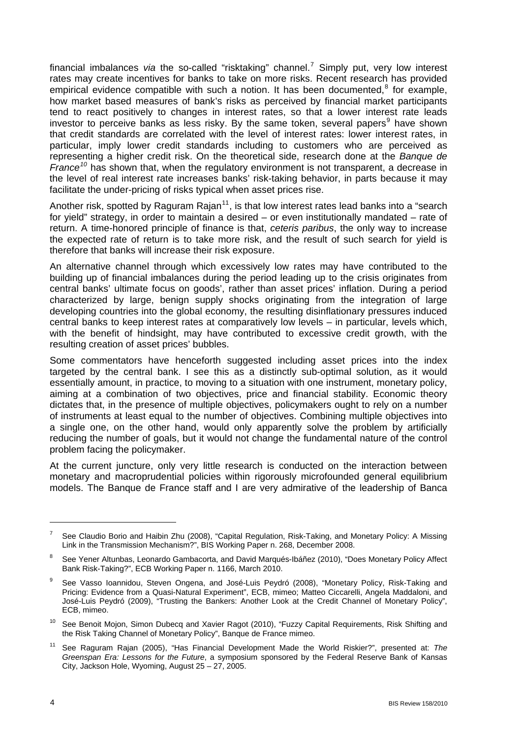financial imbalances *via* the so-called "risktaking" channel.[7] Simply put, very low interest rates may create incentives for banks to take on more risks. Recent research has provided empirical evidence compatible with such a notion. It has been documented,[8] for example, how market based measures of bank's risks as perceived by financial market participants tend to react positively to changes in interest rates, so that a lower interest rate leads investor to perceive banks as less risky. By the same token, several papers[9] have shown that credit standards are correlated with the level of interest rates: lower interest rates, in particular, imply lower credit standards including to customers who are perceived as representing a higher credit risk. On the theoretical side, research done at the *Banque de France*[10] has shown that, when the regulatory environment is not transparent, a decrease in the level of real interest rate increases banks' risk-taking behavior, in parts because it may facilitate the under-pricing of risks typical when asset prices rise.

Another risk, spotted by Raguram Rajan[11], is that low interest rates lead banks into a "search for yield" strategy, in order to maintain a desired – or even institutionally mandated – rate of return. A time-honored principle of finance is that, *ceteris paribus*, the only way to increase the expected rate of return is to take more risk, and the result of such search for yield is therefore that banks will increase their risk exposure.

An alternative channel through which excessively low rates may have contributed to the building up of financial imbalances during the period leading up to the crisis originates from central banks' ultimate focus on goods', rather than asset prices' inflation. During a period characterized by large, benign supply shocks originating from the integration of large developing countries into the global economy, the resulting disinflationary pressures induced central banks to keep interest rates at comparatively low levels – in particular, levels which, with the benefit of hindsight, may have contributed to excessive credit growth, with the resulting creation of asset prices' bubbles.

Some commentators have henceforth suggested including asset prices into the index targeted by the central bank. I see this as a distinctly sub-optimal solution, as it would essentially amount, in practice, to moving to a situation with one instrument, monetary policy, aiming at a combination of two objectives, price and financial stability. Economic theory dictates that, in the presence of multiple objectives, policymakers ought to rely on a number of instruments at least equal to the number of objectives. Combining multiple objectives into a single one, on the other hand, would only apparently solve the problem by artificially reducing the number of goals, but it would not change the fundamental nature of the control problem facing the policymaker.

At the current juncture, only very little research is conducted on the interaction between monetary and macroprudential policies within rigorously microfounded general equilibrium models. The Banque de France staff and I are very admirative of the leadership of Banca

---

[7] See Claudio Borio and Haibin Zhu (2008), "Capital Regulation, Risk-Taking, and Monetary Policy: A Missing Link in the Transmission Mechanism?", BIS Working Paper n. 268, December 2008.

[8] See Yener Altunbas, Leonardo Gambacorta, and David Marqués-Ibáñez (2010), "Does Monetary Policy Affect Bank Risk-Taking?", ECB Working Paper n. 1166, March 2010.

[9] See Vasso Ioannidou, Steven Ongena, and José-Luis Peydró (2008), "Monetary Policy, Risk-Taking and Pricing: Evidence from a Quasi-Natural Experiment", ECB, mimeo; Matteo Ciccarelli, Angela Maddaloni, and José-Luis Peydró (2009), "Trusting the Bankers: Another Look at the Credit Channel of Monetary Policy", ECB, mimeo.

[10] See Benoit Mojon, Simon Dubecq and Xavier Ragot (2010), "Fuzzy Capital Requirements, Risk Shifting and the Risk Taking Channel of Monetary Policy", Banque de France mimeo.

[11] See Raguram Rajan (2005), "Has Financial Development Made the World Riskier?", presented at: *The Greenspan Era: Lessons for the Future*, a symposium sponsored by the Federal Reserve Bank of Kansas City, Jackson Hole, Wyoming, August 25 – 27, 2005.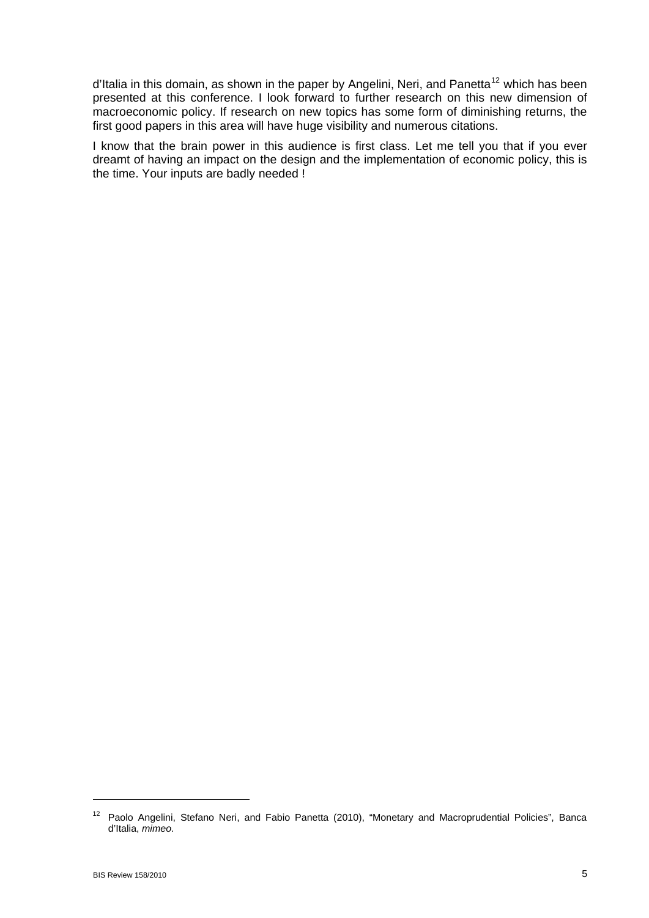d'Italia in this domain, as shown in the paper by Angelini, Neri, and Panetta[12] which has been presented at this conference. I look forward to further research on this new dimension of macroeconomic policy. If research on new topics has some form of diminishing returns, the first good papers in this area will have huge visibility and numerous citations.

I know that the brain power in this audience is first class. Let me tell you that if you ever dreamt of having an impact on the design and the implementation of economic policy, this is the time. Your inputs are badly needed !

---

[12] Paolo Angelini, Stefano Neri, and Fabio Panetta (2010), "Monetary and Macroprudential Policies", Banca d'Italia, *mimeo*.